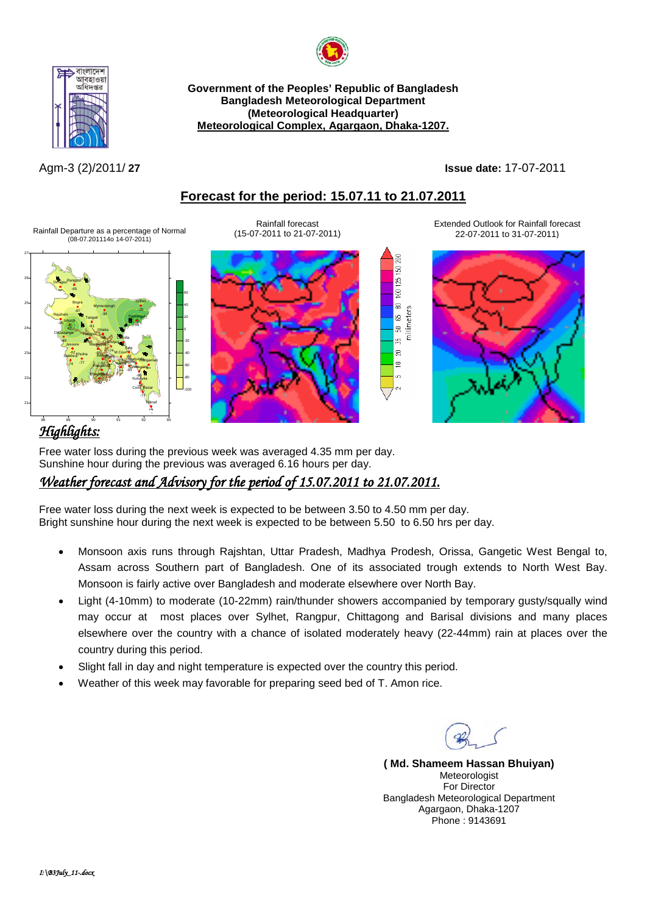**Government of the Peoples' Republic of Bangladesh**
**Bangladesh Meteorological Department**
**(Meteorological Headquarter)**
**Meteorological Complex, Agargaon, Dhaka-1207.**

Agm-3 (2)/2011/ **27**

**Issue date:** 17-07-2011

## Forecast for the period: 15.07.11 to 21.07.2011

Rainfall Departure as a percentage of Normal (08-07.201114o 14-07-2011)

Rainfall forecast (15-07-2011 to 21-07-2011)

Extended Outlook for Rainfall forecast 22-07-2011 to 31-07-2011)

## *Highlights:*

Free water loss during the previous week was averaged 4.35 mm per day.
Sunshine hour during the previous week was averaged 6.16 hours per day.

## *Weather forecast and Advisory for the period of 15.07.2011 to 21.07.2011.*

Free water loss during the next week is expected to be between 3.50 to 4.50 mm per day.
Bright sunshine hour during the next week is expected to be between 5.50 to 6.50 hrs per day.

- Monsoon axis runs through Rajshtan, Uttar Pradesh, Madhya Prodesh, Orissa, Gangetic West Bengal to, Assam across Southern part of Bangladesh. One of its associated trough extends to North West Bay. Monsoon is fairly active over Bangladesh and moderate elsewhere over North Bay.
- Light (4-10mm) to moderate (10-22mm) rain/thunder showers accompanied by temporary gusty/squally wind may occur at most places over Sylhet, Rangpur, Chittagong and Barisal divisions and many places elsewhere over the country with a chance of isolated moderately heavy (22-44mm) rain at places over the country during this period.
- Slight fall in day and night temperature is expected over the country this period.
- Weather of this week may favorable for preparing seed bed of T. Amon rice.

**( Md. Shameem Hassan Bhuiyan)**
Meteorologist
For Director
Bangladesh Meteorological Department
Agargaon, Dhaka-1207
Phone : 9143691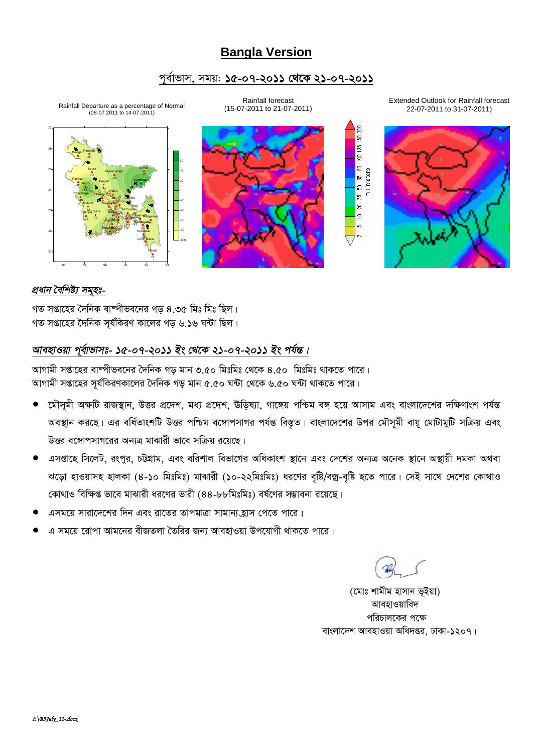## **Bangla Version**

পূর্বাভাস, সময়: **১৫-০৭-২০১১ থেকে ২১-০৭-২০১১**

Rainfall Departure as a percentage of Normal (08-07.2011 to 14-07-2011)

Rainfall forecast (15-07-2011 to 21-07-2011)

Extended Outlook for Rainfall forecast 22-07-2011 to 31-07-2011)

***প্রধান বৈশিষ্ট্য সমূহঃ-***

গত সপ্তাহের দৈনিক বাষ্পীভবনের গড় ৪.৩৫ মিঃ মিঃ ছিল।
গত সপ্তাহের দৈনিক সূর্যকিরণ কালের গড় ৬.১৬ ঘন্টা ছিল।

***আবহাওয়া পূর্বাভাসঃ- ১৫-০৭-২০১১ ইং থেকে ২১-০৭-২০১১ ইং পর্যন্ত।***

আগামী সপ্তাহের বাষ্পীভবনের দৈনিক গড় মান ৩.৫০ মিঃমিঃ থেকে ৪.৫০ মিঃমিঃ থাকতে পারে।
আগামী সপ্তাহের সূর্যকিরণকালের দৈনিক গড় মান ৫.৫০ ঘন্টা থেকে ৬.৫০ ঘন্টা থাকতে পারে।

- মৌসুমী অক্ষটি রাজস্থান, উত্তর প্রদেশ, মধ্য প্রদেশ, উড়িষ্যা, গাঙ্গেয় পশ্চিম বঙ্গ হয়ে আসাম এবং বাংলাদেশের দক্ষিণাংশ পর্যন্ত অবস্থান করছে। এর বর্ধিতাংশটি উত্তর পশ্চিম বঙ্গোপসাগর পর্যন্ত বিস্তৃত। বাংলাদেশের উপর মৌসুমী বায়ু মোটামুটি সক্রিয় এবং উত্তর বঙ্গোপসাগরের অন্যত্র মাঝারী ভাবে সক্রিয় রয়েছে।
- এসপ্তাহে সিলেট, রংপুর, চট্টগ্রাম, এবং বরিশাল বিভাগের অধিকাংশ স্থানে এবং দেশের অন্যত্র অনেক স্থানে অস্থায়ী দমকা অথবা ঝড়ো হাওয়াসহ হালকা (৪-১০ মিঃমিঃ) মাঝারী (১০-২২মিঃমিঃ) ধরণের বৃষ্টি/বজ্র-বৃষ্টি হতে পারে। সেই সাথে দেশের কোথাও কোথাও বিক্ষিপ্ত ভাবে মাঝারী ধরণের ভারী (৪৪-৮৮মিঃমিঃ) বর্ষণের সম্ভাবনা রয়েছে।
- এসময়ে সারাদেশের দিন এবং রাতের তাপমাত্রা সামান্য হ্রাস পেতে পারে।
- এ সময়ে রোপা আমনের বীজতলা তৈরির জন্য আবহাওয়া উপযোগী থাকতে পারে।

(মোঃ শামীম হাসান ভূইয়া)
আবহাওয়াবিদ
পরিচালকের পক্ষে
বাংলাদেশ আবহাওয়া অধিদপ্তর, ঢাকা-১২০৭।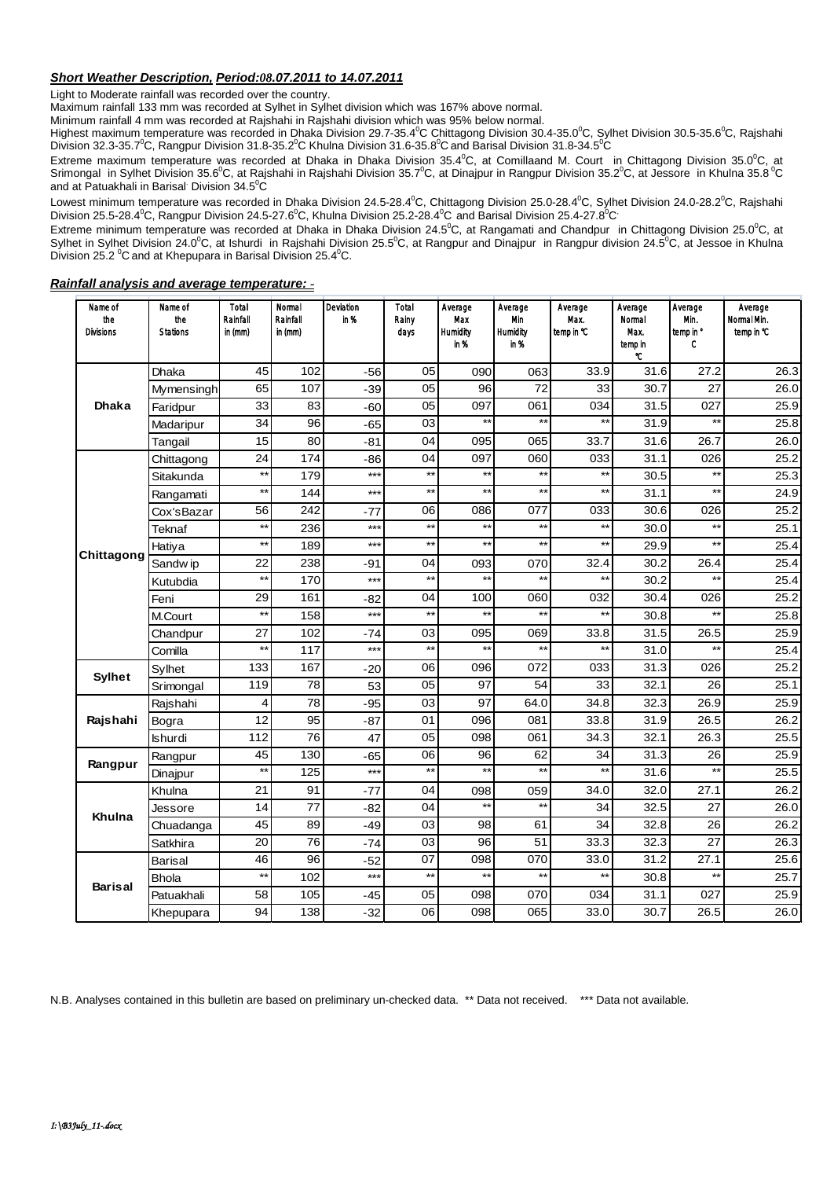***Short Weather Description, Period:08.07.2011 to 14.07.2011***

Light to Moderate rainfall was recorded over the country.

Maximum rainfall 133 mm was recorded at Sylhet in Sylhet division which was 167% above normal.

Minimum rainfall 4 mm was recorded at Rajshahi in Rajshahi division which was 95% below normal.

Highest maximum temperature was recorded in Dhaka Division 29.7-35.4$^0$C Chittagong Division 30.4-35.0$^0$C, Sylhet Division 30.5-35.6$^0$C, Rajshahi Division 32.3-35.7$^0$C, Rangpur Division 31.8-35.2$^0$C Khulna Division 31.6-35.8$^0$C and Barisal Division 31.8-34.5$^0$C

Extreme maximum temperature was recorded at Dhaka in Dhaka Division 35.4$^0$C, at Comillaand M. Court in Chittagong Division 35.0$^0$C, at Srimongal in Sylhet Division 35.6$^0$C, at Rajshahi in Rajshahi Division 35.7$^0$C, at Dinajpur in Rangpur Division 35.2$^0$C, at Jessore in Khulna 35.8 $^0$C and at Patuakhali in Barisal Division 34.5$^0$C

Lowest minimum temperature was recorded in Dhaka Division 24.5-28.4$^0$C, Chittagong Division 25.0-28.4$^0$C, Sylhet Division 24.0-28.2$^0$C, Rajshahi Division 25.5-28.4$^0$C, Rangpur Division 24.5-27.6$^0$C, Khulna Division 25.2-28.4$^0$C and Barisal Division 25.4-27.8$^0$C.

Extreme minimum temperature was recorded at Dhaka in Dhaka Division 24.5$^0$C, at Rangamati and Chandpur in Chittagong Division 25.0$^0$C, at Sylhet in Sylhet Division 24.0$^0$C, at Ishurdi in Rajshahi Division 25.5$^0$C, at Rangpur and Dinajpur in Rangpur division 24.5$^0$C, at Jessoe in Khulna Division 25.2 $^0$C and at Khepupara in Barisal Division 25.4$^0$C.

***Rainfall analysis and average temperature:*** -

| Name of the Divisions | Name of the Stations | Total Rainfall in (mm) | Normal Rainfall in (mm) | Deviation in % | Total Rainy days | Average Max Humidity in % | Average Min Humidity in % | Average Max. temp in ℃ | Average Normal Max. temp in ℃ | Average Min. temp in ° C | Average Normal Min. temp in ℃ |
|---|---|---|---|---|---|---|---|---|---|---|---|
| Dhaka | Dhaka | 45 | 102 | -56 | 05 | 090 | 063 | 33.9 | 31.6 | 27.2 | 26.3 |
| | Mymensingh | 65 | 107 | -39 | 05 | 96 | 72 | 33 | 30.7 | 27 | 26.0 |
| | Faridpur | 33 | 83 | -60 | 05 | 097 | 061 | 034 | 31.5 | 027 | 25.9 |
| | Madaripur | 34 | 96 | -65 | 03 | ** | ** | ** | 31.9 | ** | 25.8 |
| | Tangail | 15 | 80 | -81 | 04 | 095 | 065 | 33.7 | 31.6 | 26.7 | 26.0 |
| Chittagong | Chittagong | 24 | 174 | -86 | 04 | 097 | 060 | 033 | 31.1 | 026 | 25.2 |
| | Sitakunda | ** | 179 | *** | ** | ** | ** | ** | 30.5 | ** | 25.3 |
| | Rangamati | ** | 144 | *** | ** | ** | ** | ** | 31.1 | ** | 24.9 |
| | Cox'sBazar | 56 | 242 | -77 | 06 | 086 | 077 | 033 | 30.6 | 026 | 25.2 |
| | Teknaf | ** | 236 | *** | ** | ** | ** | ** | 30.0 | ** | 25.1 |
| | Hatiya | ** | 189 | *** | ** | ** | ** | ** | 29.9 | ** | 25.4 |
| | Sandw ip | 22 | 238 | -91 | 04 | 093 | 070 | 32.4 | 30.2 | 26.4 | 25.4 |
| | Kutubdia | ** | 170 | *** | ** | ** | ** | ** | 30.2 | ** | 25.4 |
| | Feni | 29 | 161 | -82 | 04 | 100 | 060 | 032 | 30.4 | 026 | 25.2 |
| | M.Court | ** | 158 | *** | ** | ** | ** | ** | 30.8 | ** | 25.8 |
| | Chandpur | 27 | 102 | -74 | 03 | 095 | 069 | 33.8 | 31.5 | 26.5 | 25.9 |
| | Comilla | ** | 117 | *** | ** | ** | ** | ** | 31.0 | ** | 25.4 |
| Sylhet | Sylhet | 133 | 167 | -20 | 06 | 096 | 072 | 033 | 31.3 | 026 | 25.2 |
| | Srimongal | 119 | 78 | 53 | 05 | 97 | 54 | 33 | 32.1 | 26 | 25.1 |
| Rajshahi | Rajshahi | 4 | 78 | -95 | 03 | 97 | 64.0 | 34.8 | 32.3 | 26.9 | 25.9 |
| | Bogra | 12 | 95 | -87 | 01 | 096 | 081 | 33.8 | 31.9 | 26.5 | 26.2 |
| | Ishurdi | 112 | 76 | 47 | 05 | 098 | 061 | 34.3 | 32.1 | 26.3 | 25.5 |
| Rangpur | Rangpur | 45 | 130 | -65 | 06 | 96 | 62 | 34 | 31.3 | 26 | 25.9 |
| | Dinajpur | ** | 125 | *** | ** | ** | ** | ** | 31.6 | ** | 25.5 |
| Khulna | Khulna | 21 | 91 | -77 | 04 | 098 | 059 | 34.0 | 32.0 | 27.1 | 26.2 |
| | Jessore | 14 | 77 | -82 | 04 | ** | ** | 34 | 32.5 | 27 | 26.0 |
| | Chuadanga | 45 | 89 | -49 | 03 | 98 | 61 | 34 | 32.8 | 26 | 26.2 |
| | Satkhira | 20 | 76 | -74 | 03 | 96 | 51 | 33.3 | 32.3 | 27 | 26.3 |
| Barisal | Barisal | 46 | 96 | -52 | 07 | 098 | 070 | 33.0 | 31.2 | 27.1 | 25.6 |
| | Bhola | ** | 102 | *** | ** | ** | ** | ** | 30.8 | ** | 25.7 |
| | Patuakhali | 58 | 105 | -45 | 05 | 098 | 070 | 034 | 31.1 | 027 | 25.9 |
| | Khepupara | 94 | 138 | -32 | 06 | 098 | 065 | 33.0 | 30.7 | 26.5 | 26.0 |

N.B. Analyses contained in this bulletin are based on preliminary un-checked data. ** Data not received. *** Data not available.